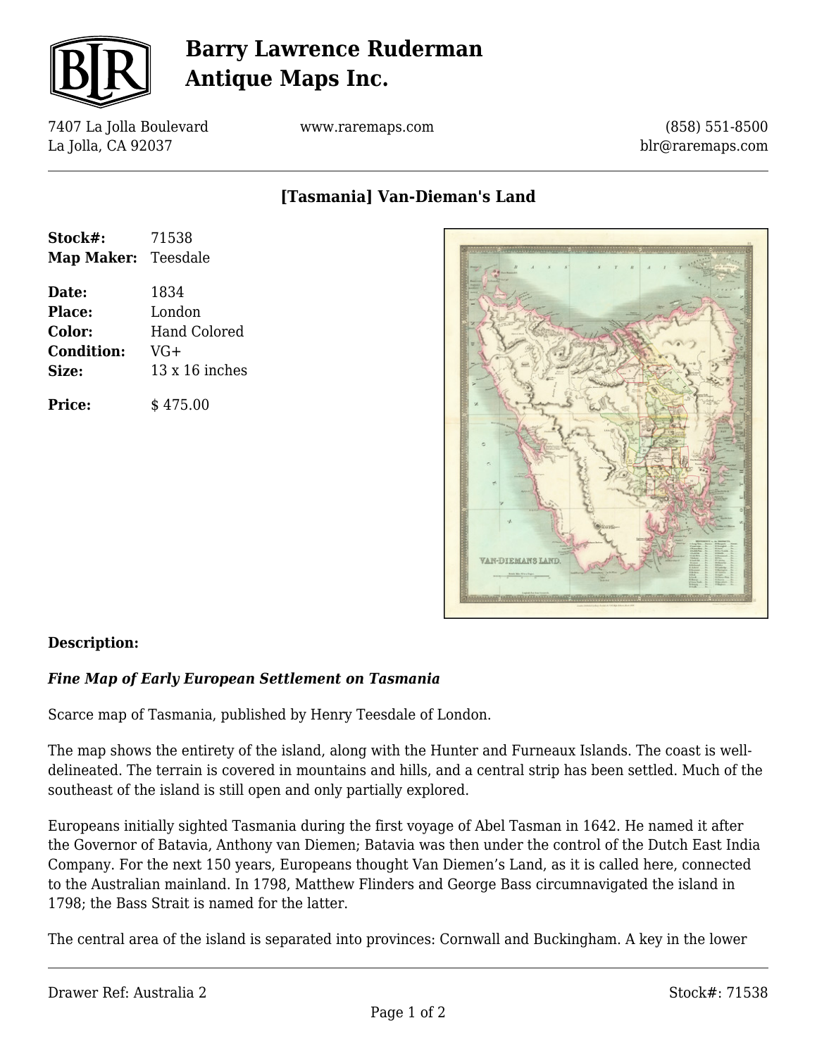# Barry Lawrence Ruderman Antique Maps Inc.

7407 La Jolla Boulevard
La Jolla, CA 92037

www.raremaps.com

(858) 551-8500
blr@raremaps.com

## [Tasmania] Van-Dieman's Land

**Stock#:** 71538
**Map Maker:** Teesdale

**Date:** 1834
**Place:** London
**Color:** Hand Colored
**Condition:** VG+
**Size:** 13 x 16 inches

**Price:** $ 475.00

**Description:**

***Fine Map of Early European Settlement on Tasmania***

Scarce map of Tasmania, published by Henry Teesdale of London.

The map shows the entirety of the island, along with the Hunter and Furneaux Islands. The coast is well-delineated. The terrain is covered in mountains and hills, and a central strip has been settled. Much of the southeast of the island is still open and only partially explored.

Europeans initially sighted Tasmania during the first voyage of Abel Tasman in 1642. He named it after the Governor of Batavia, Anthony van Diemen; Batavia was then under the control of the Dutch East India Company. For the next 150 years, Europeans thought Van Diemen's Land, as it is called here, connected to the Australian mainland. In 1798, Matthew Flinders and George Bass circumnavigated the island in 1798; the Bass Strait is named for the latter.

The central area of the island is separated into provinces: Cornwall and Buckingham. A key in the lower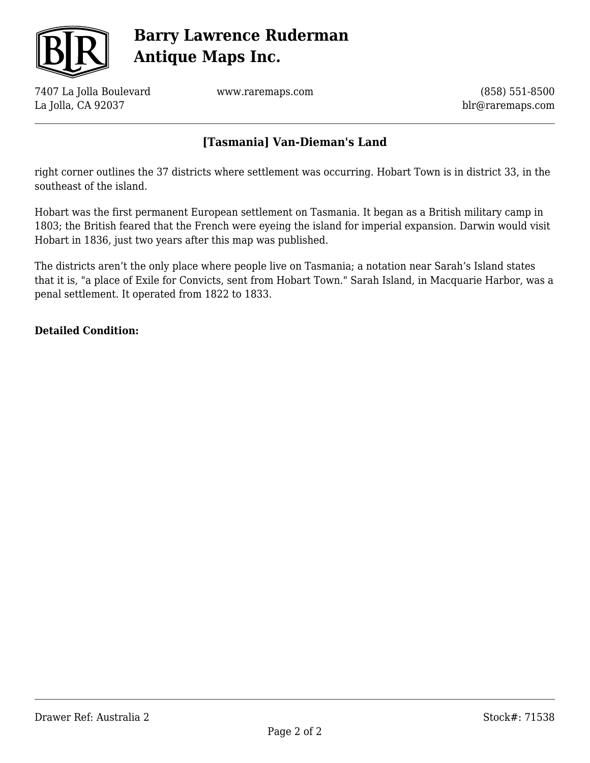## [Tasmania] Van-Dieman's Land

right corner outlines the 37 districts where settlement was occurring. Hobart Town is in district 33, in the southeast of the island.

Hobart was the first permanent European settlement on Tasmania. It began as a British military camp in 1803; the British feared that the French were eyeing the island for imperial expansion. Darwin would visit Hobart in 1836, just two years after this map was published.

The districts aren't the only place where people live on Tasmania; a notation near Sarah's Island states that it is, "a place of Exile for Convicts, sent from Hobart Town." Sarah Island, in Macquarie Harbor, was a penal settlement. It operated from 1822 to 1833.

**Detailed Condition:**